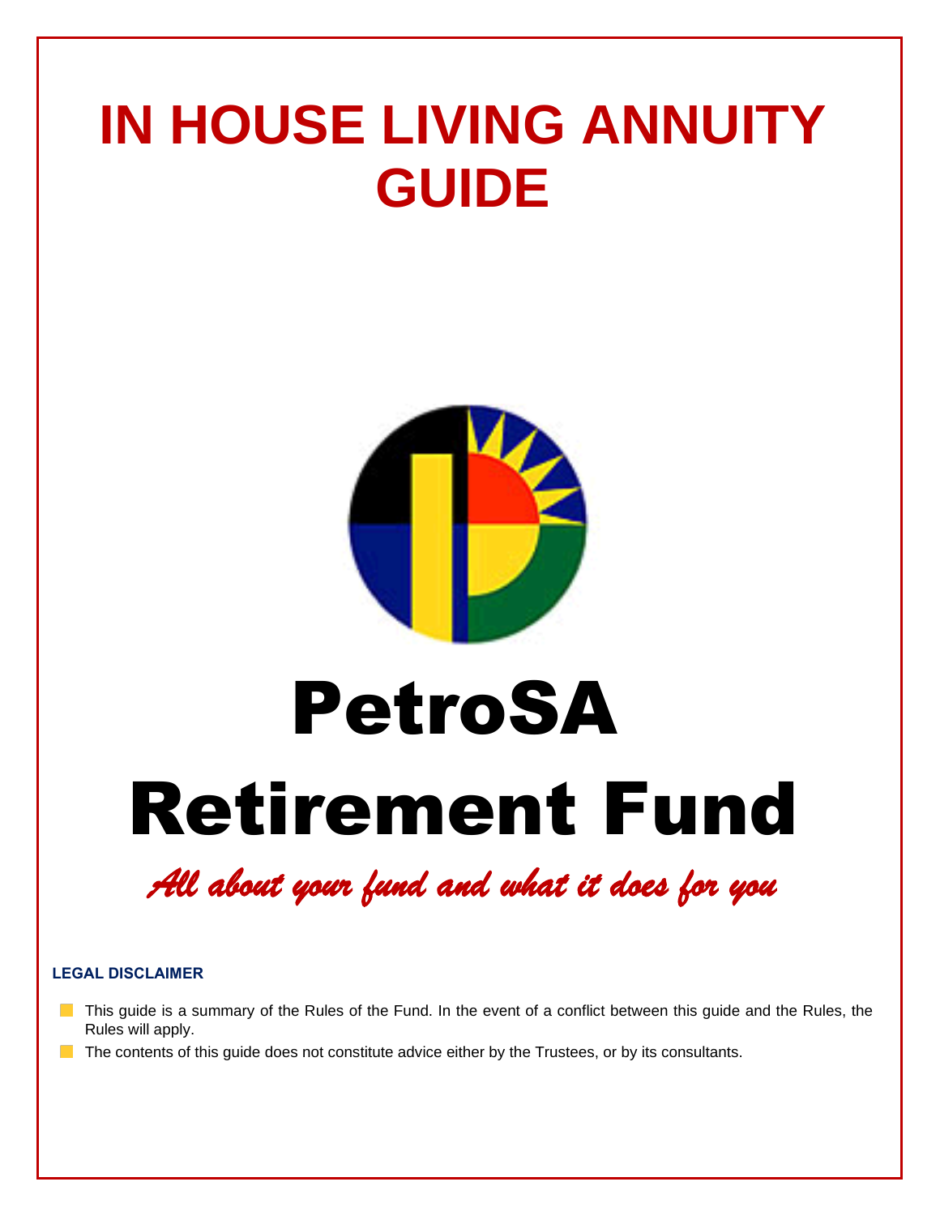# IN HOUSE LIVING ANNUITY GUIDE

# PetroSA Retirement Fund

*All about your fund and what it does for you*

**LEGAL DISCLAIMER**

- This guide is a summary of the Rules of the Fund. In the event of a conflict between this guide and the Rules, the Rules will apply.
- The contents of this guide does not constitute advice either by the Trustees, or by its consultants.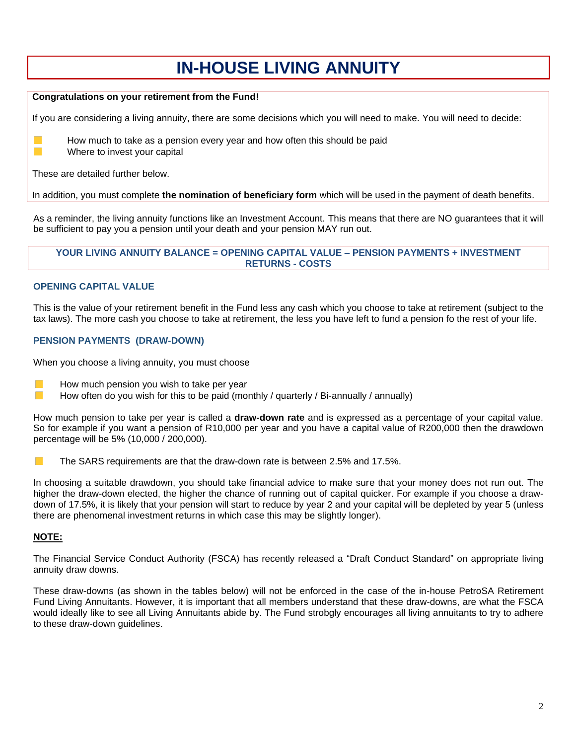# IN-HOUSE LIVING ANNUITY

**Congratulations on your retirement from the Fund!**

If you are considering a living annuity, there are some decisions which you will need to make. You will need to decide:

- How much to take as a pension every year and how often this should be paid
- Where to invest your capital

These are detailed further below.

In addition, you must complete **the nomination of beneficiary form** which will be used in the payment of death benefits.

As a reminder, the living annuity functions like an Investment Account. This means that there are NO guarantees that it will be sufficient to pay you a pension until your death and your pension MAY run out.

**YOUR LIVING ANNUITY BALANCE = OPENING CAPITAL VALUE – PENSION PAYMENTS + INVESTMENT RETURNS - COSTS**

### OPENING CAPITAL VALUE

This is the value of your retirement benefit in the Fund less any cash which you choose to take at retirement (subject to the tax laws). The more cash you choose to take at retirement, the less you have left to fund a pension fo the rest of your life.

### PENSION PAYMENTS (DRAW-DOWN)

When you choose a living annuity, you must choose

- How much pension you wish to take per year
- How often do you wish for this to be paid (monthly / quarterly / Bi-annually / annually)

How much pension to take per year is called a **draw-down rate** and is expressed as a percentage of your capital value. So for example if you want a pension of R10,000 per year and you have a capital value of R200,000 then the drawdown percentage will be 5% (10,000 / 200,000).

- The SARS requirements are that the draw-down rate is between 2.5% and 17.5%.

In choosing a suitable drawdown, you should take financial advice to make sure that your money does not run out. The higher the draw-down elected, the higher the chance of running out of capital quicker. For example if you choose a draw-down of 17.5%, it is likely that your pension will start to reduce by year 2 and your capital will be depleted by year 5 (unless there are phenomenal investment returns in which case this may be slightly longer).

**NOTE:**

The Financial Service Conduct Authority (FSCA) has recently released a “Draft Conduct Standard” on appropriate living annuity draw downs.

These draw-downs (as shown in the tables below) will not be enforced in the case of the in-house PetroSA Retirement Fund Living Annuitants. However, it is important that all members understand that these draw-downs, are what the FSCA would ideally like to see all Living Annuitants abide by. The Fund strobgly encourages all living annuitants to try to adhere to these draw-down guidelines.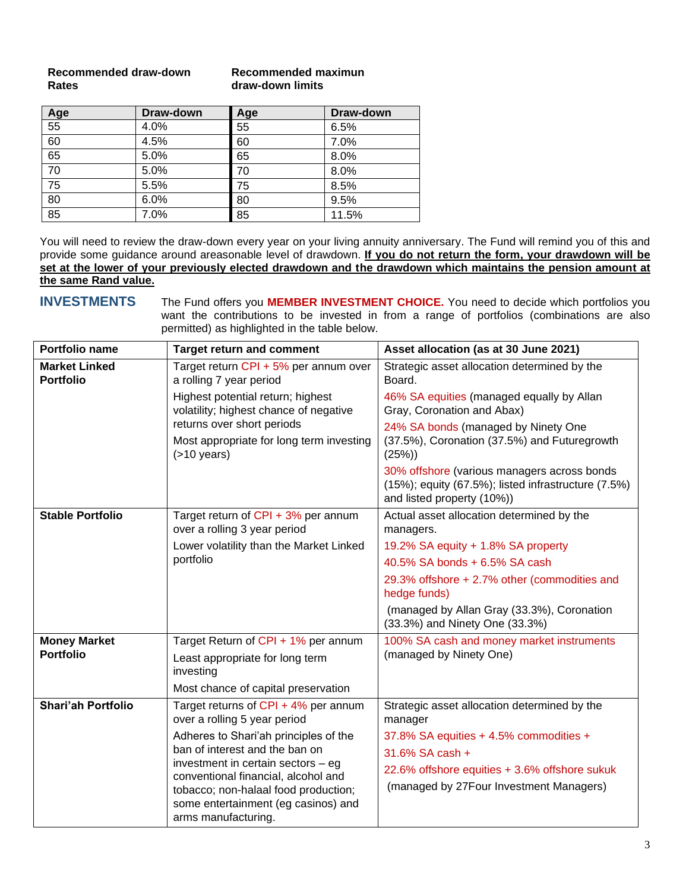| Recommended draw-down Rates | | Recommended maximun draw-down limits | |
|---|---|---|---|
| **Age** | **Draw-down** | **Age** | **Draw-down** |
| 55 | 4.0% | 55 | 6.5% |
| 60 | 4.5% | 60 | 7.0% |
| 65 | 5.0% | 65 | 8.0% |
| 70 | 5.0% | 70 | 8.0% |
| 75 | 5.5% | 75 | 8.5% |
| 80 | 6.0% | 80 | 9.5% |
| 85 | 7.0% | 85 | 11.5% |

You will need to review the draw-down every year on your living annuity anniversary. The Fund will remind you of this and provide some guidance around areasonable level of drawdown. **<u>If you do not return the form, your drawdown will be set at the lower of your previously elected drawdown and the drawdown which maintains the pension amount at the same Rand value.</u>**

## INVESTMENTS

The Fund offers you **MEMBER INVESTMENT CHOICE.** You need to decide which portfolios you want the contributions to be invested in from a range of portfolios (combinations are also permitted) as highlighted in the table below.

| Portfolio name | Target return and comment | Asset allocation (as at 30 June 2021) |
|---|---|---|
| **Market Linked Portfolio** | Target return CPI + 5% per annum over a rolling 7 year period<br><br>Highest potential return; highest volatility; highest chance of negative returns over short periods<br><br>Most appropriate for long term investing (>10 years) | Strategic asset allocation determined by the Board.<br><br>46% SA equities (managed equally by Allan Gray, Coronation and Abax)<br><br>24% SA bonds (managed by Ninety One (37.5%), Coronation (37.5%) and Futuregrowth (25%))<br><br>30% offshore (various managers across bonds (15%); equity (67.5%); listed infrastructure (7.5%) and listed property (10%)) |
| **Stable Portfolio** | Target return of CPI + 3% per annum over a rolling 3 year period<br><br>Lower volatility than the Market Linked portfolio | Actual asset allocation determined by the managers.<br><br>19.2% SA equity + 1.8% SA property<br><br>40.5% SA bonds + 6.5% SA cash<br><br>29.3% offshore + 2.7% other (commodities and hedge funds)<br><br>(managed by Allan Gray (33.3%), Coronation (33.3%) and Ninety One (33.3%) |
| **Money Market Portfolio** | Target Return of CPI + 1% per annum<br><br>Least appropriate for long term investing<br><br>Most chance of capital preservation | 100% SA cash and money market instruments (managed by Ninety One) |
| **Shari'ah Portfolio** | Target returns of CPI + 4% per annum over a rolling 5 year period<br><br>Adheres to Shari'ah principles of the ban of interest and the ban on investment in certain sectors – eg conventional financial, alcohol and tobacco; non-halaal food production; some entertainment (eg casinos) and arms manufacturing. | Strategic asset allocation determined by the manager<br><br>37.8% SA equities + 4.5% commodities +<br><br>31.6% SA cash +<br><br>22.6% offshore equities + 3.6% offshore sukuk<br><br>(managed by 27Four Investment Managers) |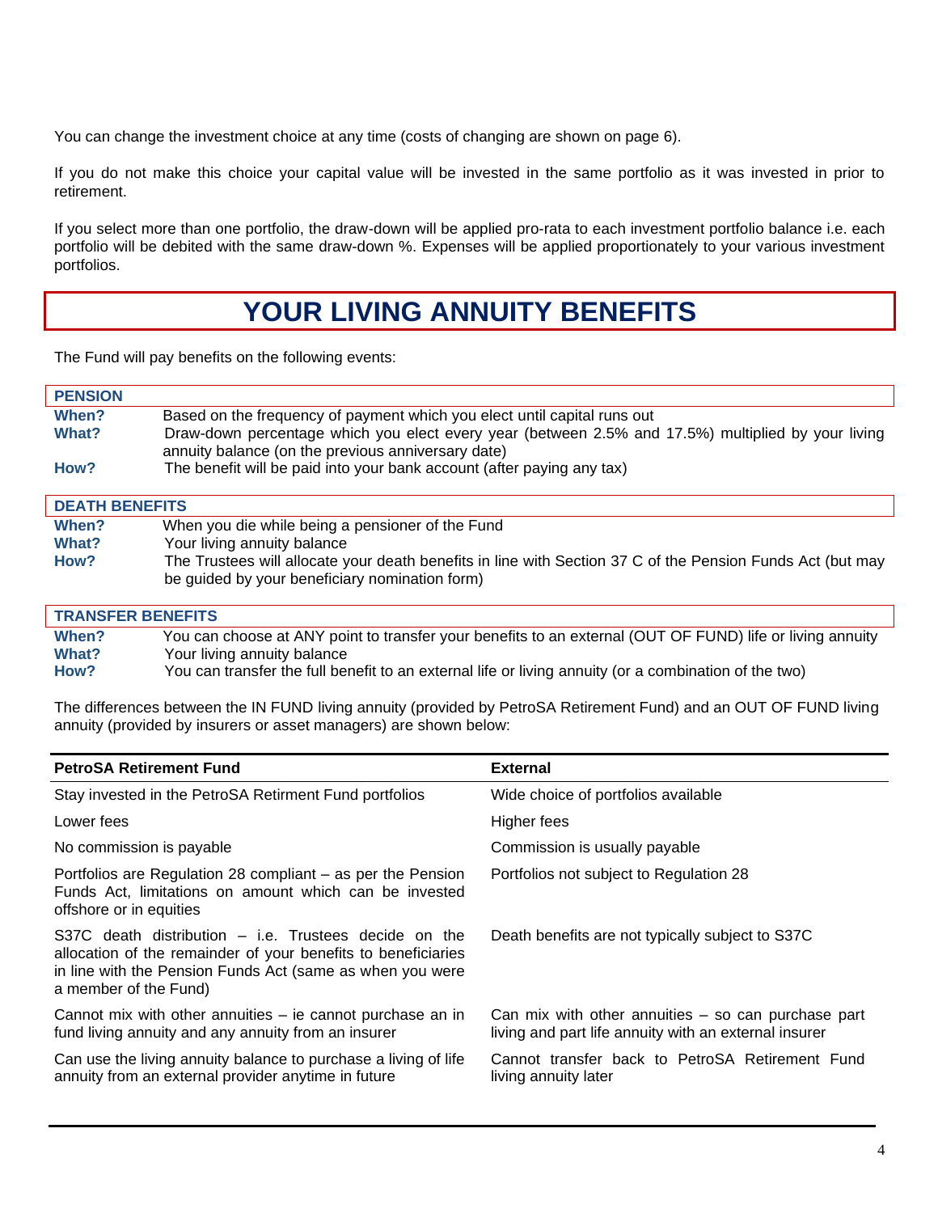You can change the investment choice at any time (costs of changing are shown on page 6).

If you do not make this choice your capital value will be invested in the same portfolio as it was invested in prior to retirement.

If you select more than one portfolio, the draw-down will be applied pro-rata to each investment portfolio balance i.e. each portfolio will be debited with the same draw-down %. Expenses will be applied proportionately to your various investment portfolios.

# YOUR LIVING ANNUITY BENEFITS

The Fund will pay benefits on the following events:

### PENSION

**When?** Based on the frequency of payment which you elect until capital runs out

**What?** Draw-down percentage which you elect every year (between 2.5% and 17.5%) multiplied by your living annuity balance (on the previous anniversary date)

**How?** The benefit will be paid into your bank account (after paying any tax)

### DEATH BENEFITS

**When?** When you die while being a pensioner of the Fund

**What?** Your living annuity balance

**How?** The Trustees will allocate your death benefits in line with Section 37 C of the Pension Funds Act (but may be guided by your beneficiary nomination form)

### TRANSFER BENEFITS

**When?** You can choose at ANY point to transfer your benefits to an external (OUT OF FUND) life or living annuity

**What?** Your living annuity balance

**How?** You can transfer the full benefit to an external life or living annuity (or a combination of the two)

The differences between the IN FUND living annuity (provided by PetroSA Retirement Fund) and an OUT OF FUND living annuity (provided by insurers or asset managers) are shown below:

| PetroSA Retirement Fund | External |
|---|---|
| Stay invested in the PetroSA Retirment Fund portfolios | Wide choice of portfolios available |
| Lower fees | Higher fees |
| No commission is payable | Commission is usually payable |
| Portfolios are Regulation 28 compliant – as per the Pension Funds Act, limitations on amount which can be invested offshore or in equities | Portfolios not subject to Regulation 28 |
| S37C death distribution – i.e. Trustees decide on the allocation of the remainder of your benefits to beneficiaries in line with the Pension Funds Act (same as when you were a member of the Fund) | Death benefits are not typically subject to S37C |
| Cannot mix with other annuities – ie cannot purchase an in fund living annuity and any annuity from an insurer | Can mix with other annuities – so can purchase part living and part life annuity with an external insurer |
| Can use the living annuity balance to purchase a living of life annuity from an external provider anytime in future | Cannot transfer back to PetroSA Retirement Fund living annuity later |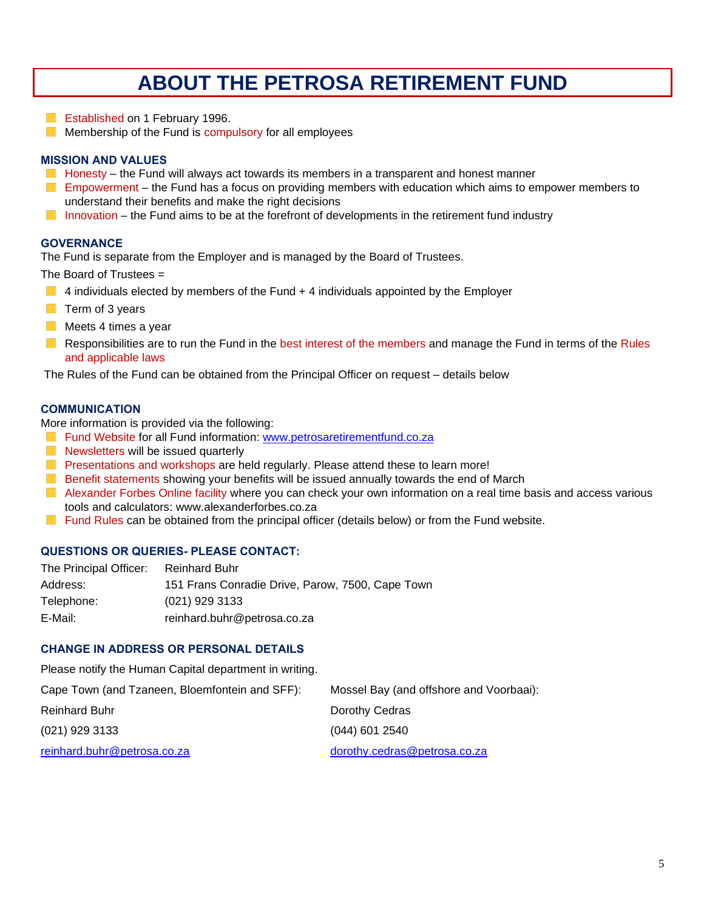# ABOUT THE PETROSA RETIREMENT FUND

- Established on 1 February 1996.
- Membership of the Fund is compulsory for all employees

### MISSION AND VALUES

- Honesty – the Fund will always act towards its members in a transparent and honest manner
- Empowerment – the Fund has a focus on providing members with education which aims to empower members to understand their benefits and make the right decisions
- Innovation – the Fund aims to be at the forefront of developments in the retirement fund industry

### GOVERNANCE

The Fund is separate from the Employer and is managed by the Board of Trustees.

The Board of Trustees =

- 4 individuals elected by members of the Fund + 4 individuals appointed by the Employer
- Term of 3 years
- Meets 4 times a year
- Responsibilities are to run the Fund in the best interest of the members and manage the Fund in terms of the Rules and applicable laws

The Rules of the Fund can be obtained from the Principal Officer on request – details below

### COMMUNICATION

More information is provided via the following:

- Fund Website for all Fund information: www.petrosaretirementfund.co.za
- Newsletters will be issued quarterly
- Presentations and workshops are held regularly. Please attend these to learn more!
- Benefit statements showing your benefits will be issued annually towards the end of March
- Alexander Forbes Online facility where you can check your own information on a real time basis and access various tools and calculators: www.alexanderforbes.co.za
- Fund Rules can be obtained from the principal officer (details below) or from the Fund website.

### QUESTIONS OR QUERIES- PLEASE CONTACT:

| | |
|---|---|
| The Principal Officer: | Reinhard Buhr |
| Address: | 151 Frans Conradie Drive, Parow, 7500, Cape Town |
| Telephone: | (021) 929 3133 |
| E-Mail: | reinhard.buhr@petrosa.co.za |

### CHANGE IN ADDRESS OR PERSONAL DETAILS

Please notify the Human Capital department in writing.

| Cape Town (and Tzaneen, Bloemfontein and SFF): | Mossel Bay (and offshore and Voorbaai): |
|---|---|
| Reinhard Buhr | Dorothy Cedras |
| (021) 929 3133 | (044) 601 2540 |
| reinhard.buhr@petrosa.co.za | dorothy.cedras@petrosa.co.za |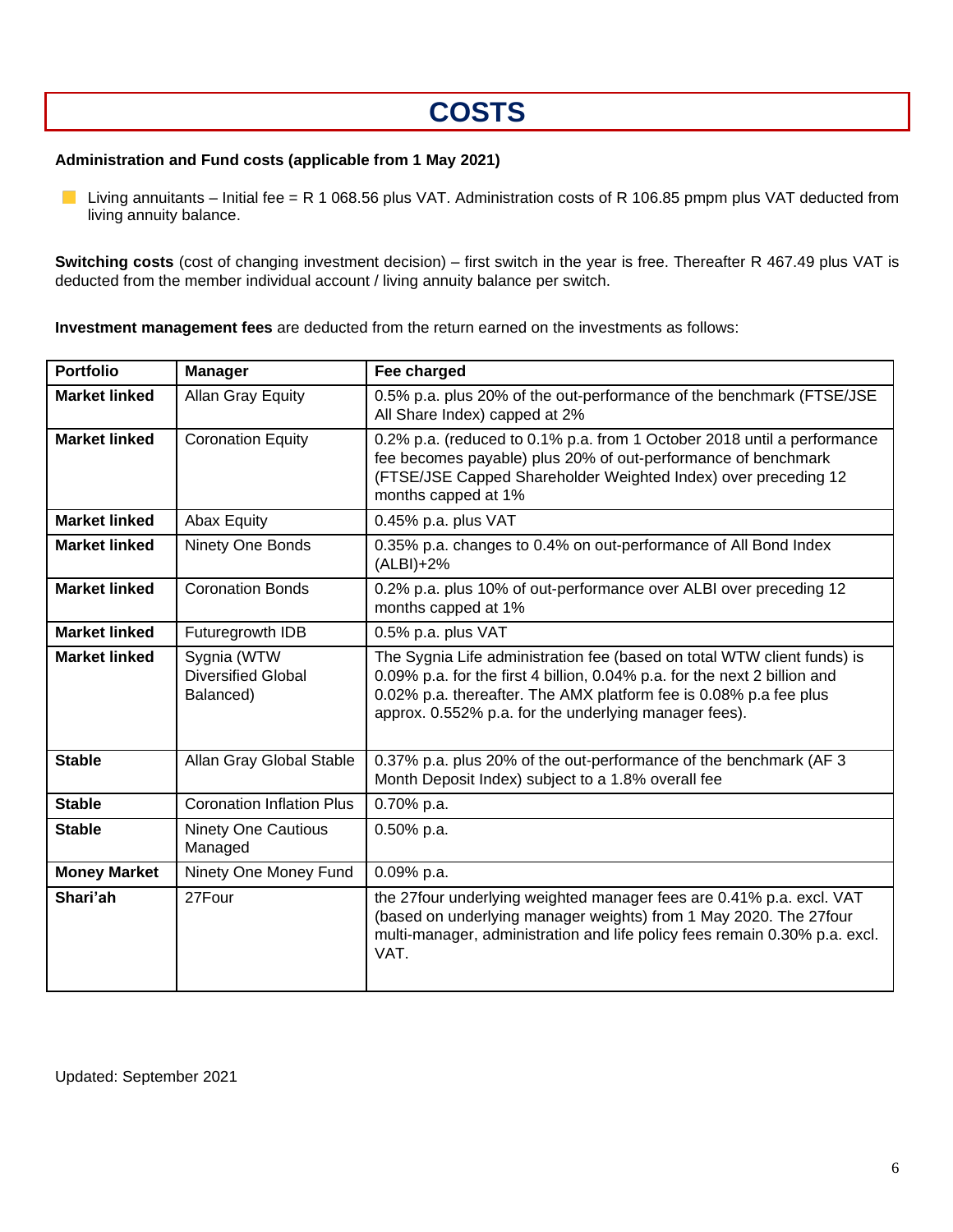# COSTS

**Administration and Fund costs (applicable from 1 May 2021)**

- Living annuitants – Initial fee = R 1 068.56 plus VAT. Administration costs of R 106.85 pmpm plus VAT deducted from living annuity balance.

**Switching costs** (cost of changing investment decision) – first switch in the year is free. Thereafter R 467.49 plus VAT is deducted from the member individual account / living annuity balance per switch.

**Investment management fees** are deducted from the return earned on the investments as follows:

| Portfolio | Manager | Fee charged |
|---|---|---|
| **Market linked** | Allan Gray Equity | 0.5% p.a. plus 20% of the out-performance of the benchmark (FTSE/JSE All Share Index) capped at 2% |
| **Market linked** | Coronation Equity | 0.2% p.a. (reduced to 0.1% p.a. from 1 October 2018 until a performance fee becomes payable) plus 20% of out-performance of benchmark (FTSE/JSE Capped Shareholder Weighted Index) over preceding 12 months capped at 1% |
| **Market linked** | Abax Equity | 0.45% p.a. plus VAT |
| **Market linked** | Ninety One Bonds | 0.35% p.a. changes to 0.4% on out-performance of All Bond Index (ALBI)+2% |
| **Market linked** | Coronation Bonds | 0.2% p.a. plus 10% of out-performance over ALBI over preceding 12 months capped at 1% |
| **Market linked** | Futuregrowth IDB | 0.5% p.a. plus VAT |
| **Market linked** | Sygnia (WTW Diversified Global Balanced) | The Sygnia Life administration fee (based on total WTW client funds) is 0.09% p.a. for the first 4 billion, 0.04% p.a. for the next 2 billion and 0.02% p.a. thereafter. The AMX platform fee is 0.08% p.a fee plus approx. 0.552% p.a. for the underlying manager fees). |
| **Stable** | Allan Gray Global Stable | 0.37% p.a. plus 20% of the out-performance of the benchmark (AF 3 Month Deposit Index) subject to a 1.8% overall fee |
| **Stable** | Coronation Inflation Plus | 0.70% p.a. |
| **Stable** | Ninety One Cautious Managed | 0.50% p.a. |
| **Money Market** | Ninety One Money Fund | 0.09% p.a. |
| **Shari'ah** | 27Four | the 27four underlying weighted manager fees are 0.41% p.a. excl. VAT (based on underlying manager weights) from 1 May 2020. The 27four multi-manager, administration and life policy fees remain 0.30% p.a. excl. VAT. |

Updated: September 2021